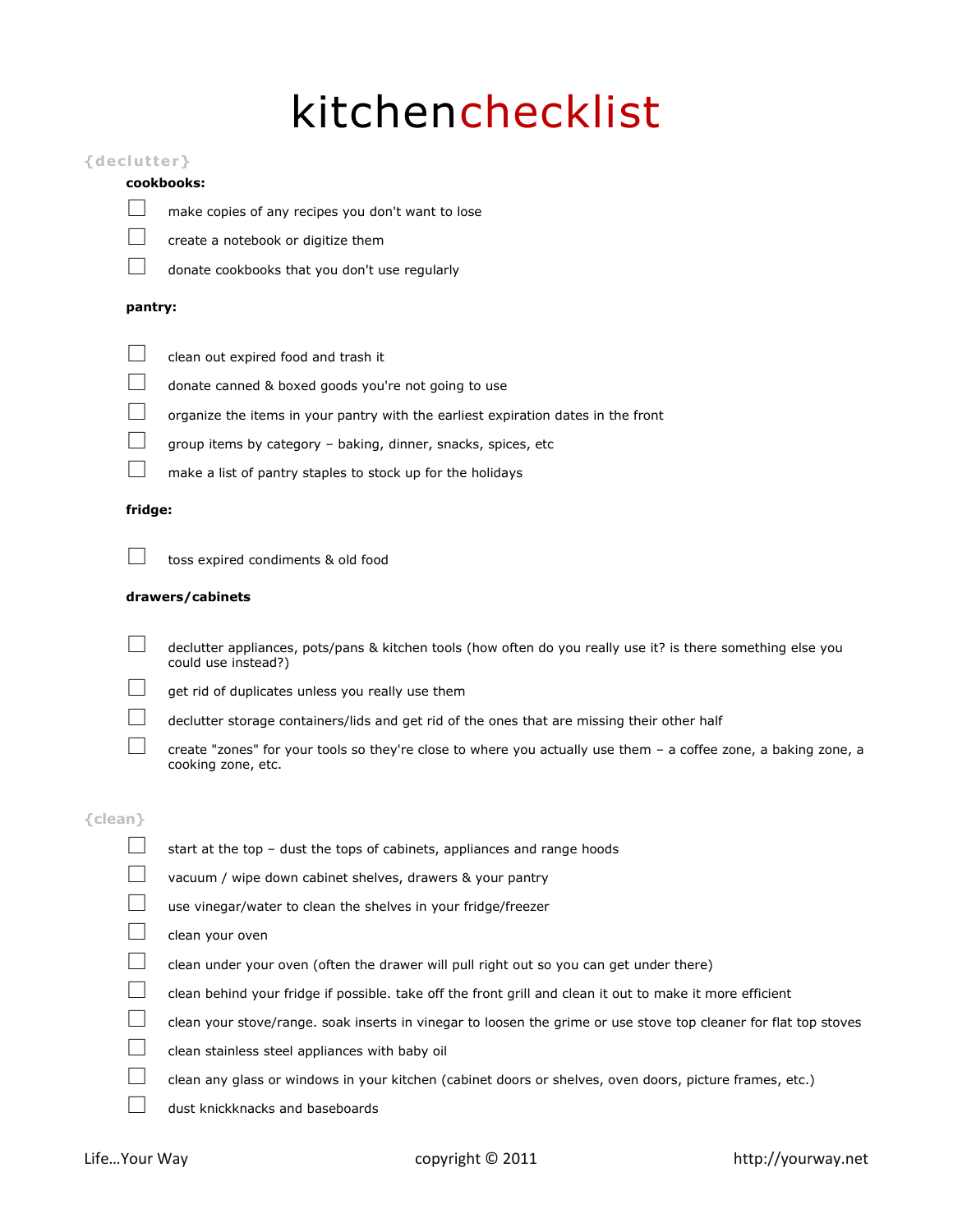# kitchenchecklist

## {declutter}

### cookbooks:

- [ ] make copies of any recipes you don't want to lose
- [ ] create a notebook or digitize them
- [ ] donate cookbooks that you don't use regularly

### pantry:

- [ ] clean out expired food and trash it
- [ ] donate canned & boxed goods you're not going to use
- [ ] organize the items in your pantry with the earliest expiration dates in the front
- [ ] group items by category – baking, dinner, snacks, spices, etc
- [ ] make a list of pantry staples to stock up for the holidays

### fridge:

- [ ] toss expired condiments & old food

### drawers/cabinets

- [ ] declutter appliances, pots/pans & kitchen tools (how often do you really use it? is there something else you could use instead?)
- [ ] get rid of duplicates unless you really use them
- [ ] declutter storage containers/lids and get rid of the ones that are missing their other half
- [ ] create "zones" for your tools so they're close to where you actually use them – a coffee zone, a baking zone, a cooking zone, etc.

## {clean}

- [ ] start at the top – dust the tops of cabinets, appliances and range hoods
- [ ] vacuum / wipe down cabinet shelves, drawers & your pantry
- [ ] use vinegar/water to clean the shelves in your fridge/freezer
- [ ] clean your oven
- [ ] clean under your oven (often the drawer will pull right out so you can get under there)
- [ ] clean behind your fridge if possible. take off the front grill and clean it out to make it more efficient
- [ ] clean your stove/range. soak inserts in vinegar to loosen the grime or use stove top cleaner for flat top stoves
- [ ] clean stainless steel appliances with baby oil
- [ ] clean any glass or windows in your kitchen (cabinet doors or shelves, oven doors, picture frames, etc.)
- [ ] dust knickknacks and baseboards

Life…Your Way copyright © 2011 http://yourway.net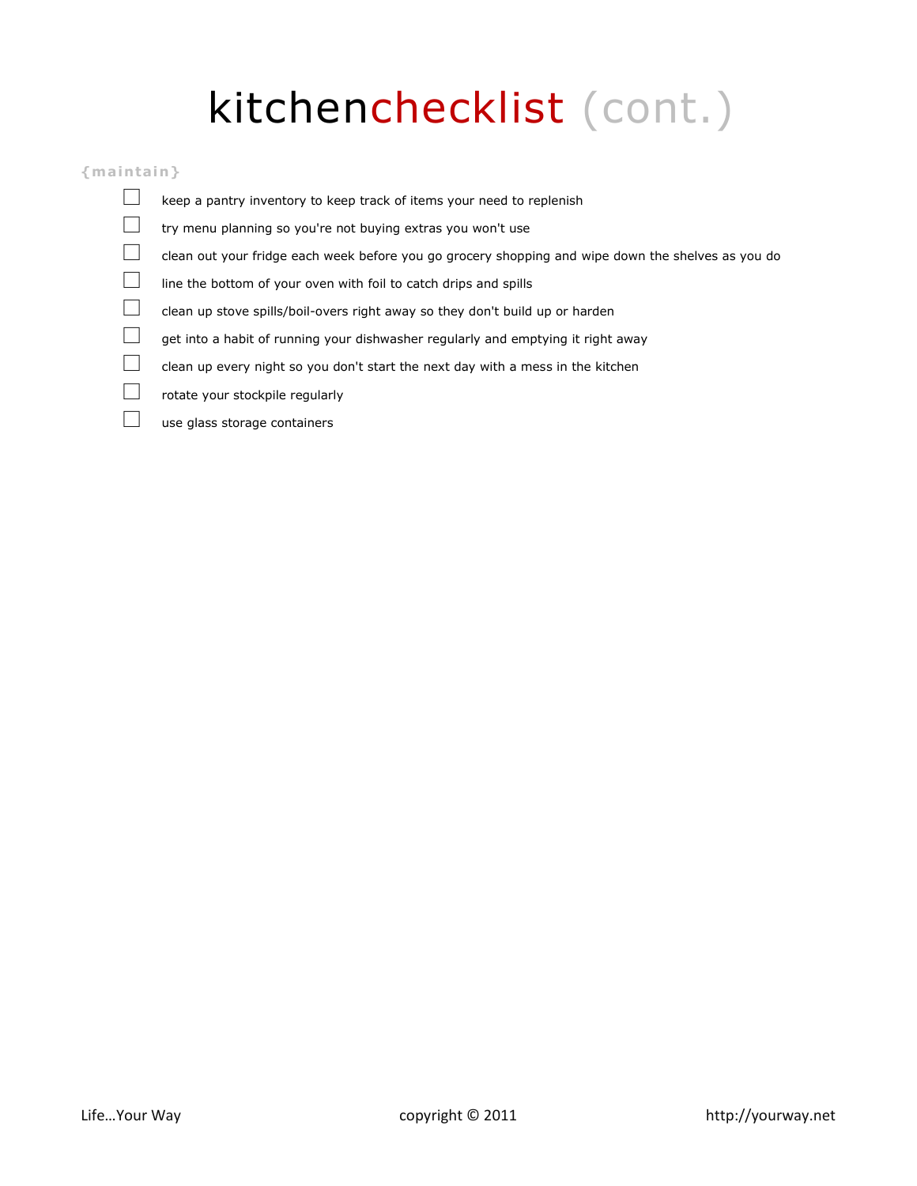# kitchenchecklist (cont.)

{maintain}

- [ ] keep a pantry inventory to keep track of items your need to replenish
- [ ] try menu planning so you're not buying extras you won't use
- [ ] clean out your fridge each week before you go grocery shopping and wipe down the shelves as you do
- [ ] line the bottom of your oven with foil to catch drips and spills
- [ ] clean up stove spills/boil-overs right away so they don't build up or harden
- [ ] get into a habit of running your dishwasher regularly and emptying it right away
- [ ] clean up every night so you don't start the next day with a mess in the kitchen
- [ ] rotate your stockpile regularly
- [ ] use glass storage containers